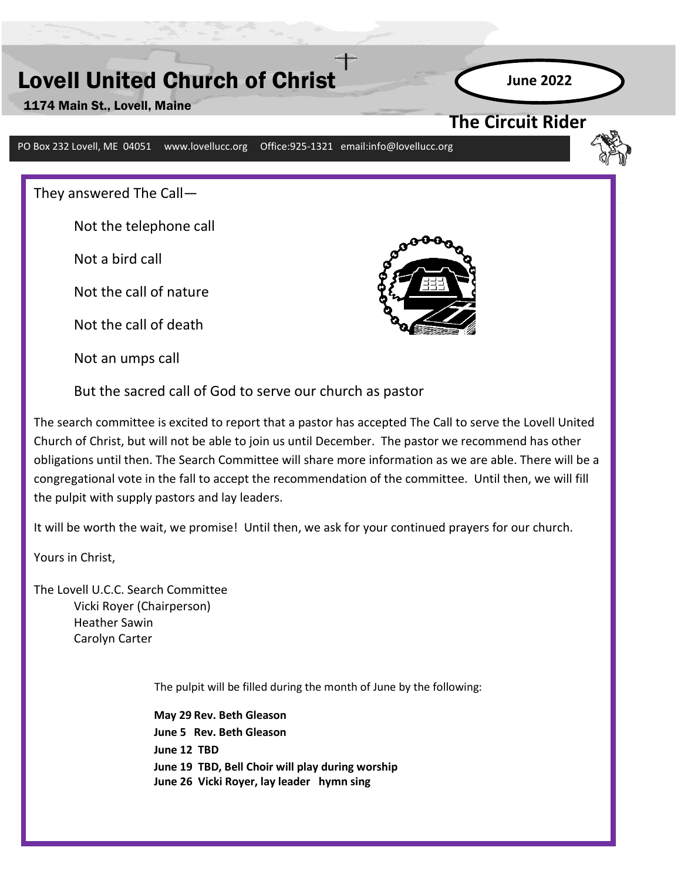# Lovell United Church of Christ

1174 Main St., Lovell, Maine

**June 2022**

## The Circuit Rider

PO Box 232 Lovell, ME 04051 www.lovellucc.org Office:925-1321 email:info@lovellucc.org

They answered The Call—

Not the telephone call

Not a bird call

Not the call of nature

Not the call of death

Not an umps call

But the sacred call of God to serve our church as pastor

The search committee is excited to report that a pastor has accepted The Call to serve the Lovell United Church of Christ, but will not be able to join us until December. The pastor we recommend has other obligations until then. The Search Committee will share more information as we are able. There will be a congregational vote in the fall to accept the recommendation of the committee. Until then, we will fill the pulpit with supply pastors and lay leaders.

It will be worth the wait, we promise! Until then, we ask for your continued prayers for our church.

Yours in Christ,

The Lovell U.C.C. Search Committee
Vicki Royer (Chairperson)
Heather Sawin
Carolyn Carter

The pulpit will be filled during the month of June by the following:

**May 29 Rev. Beth Gleason**
**June 5 Rev. Beth Gleason**
**June 12 TBD**
**June 19 TBD, Bell Choir will play during worship**
**June 26 Vicki Royer, lay leader hymn sing**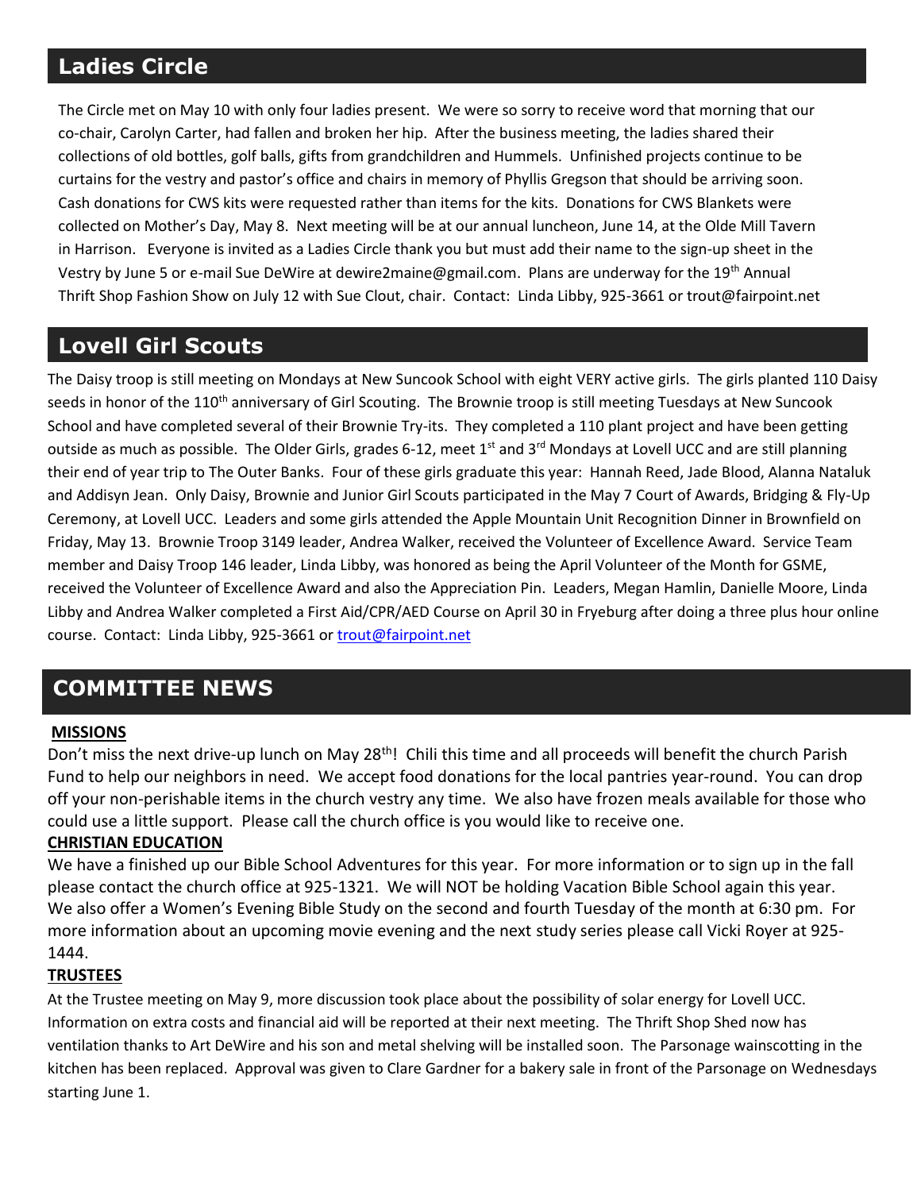## Ladies Circle

The Circle met on May 10 with only four ladies present. We were so sorry to receive word that morning that our co-chair, Carolyn Carter, had fallen and broken her hip. After the business meeting, the ladies shared their collections of old bottles, golf balls, gifts from grandchildren and Hummels. Unfinished projects continue to be curtains for the vestry and pastor's office and chairs in memory of Phyllis Gregson that should be arriving soon. Cash donations for CWS kits were requested rather than items for the kits. Donations for CWS Blankets were collected on Mother's Day, May 8. Next meeting will be at our annual luncheon, June 14, at the Olde Mill Tavern in Harrison. Everyone is invited as a Ladies Circle thank you but must add their name to the sign-up sheet in the Vestry by June 5 or e-mail Sue DeWire at dewire2maine@gmail.com. Plans are underway for the 19th Annual Thrift Shop Fashion Show on July 12 with Sue Clout, chair. Contact: Linda Libby, 925-3661 or trout@fairpoint.net

## Lovell Girl Scouts

The Daisy troop is still meeting on Mondays at New Suncook School with eight VERY active girls. The girls planted 110 Daisy seeds in honor of the 110th anniversary of Girl Scouting. The Brownie troop is still meeting Tuesdays at New Suncook School and have completed several of their Brownie Try-its. They completed a 110 plant project and have been getting outside as much as possible. The Older Girls, grades 6-12, meet 1st and 3rd Mondays at Lovell UCC and are still planning their end of year trip to The Outer Banks. Four of these girls graduate this year: Hannah Reed, Jade Blood, Alanna Nataluk and Addisyn Jean. Only Daisy, Brownie and Junior Girl Scouts participated in the May 7 Court of Awards, Bridging & Fly-Up Ceremony, at Lovell UCC. Leaders and some girls attended the Apple Mountain Unit Recognition Dinner in Brownfield on Friday, May 13. Brownie Troop 3149 leader, Andrea Walker, received the Volunteer of Excellence Award. Service Team member and Daisy Troop 146 leader, Linda Libby, was honored as being the April Volunteer of the Month for GSME, received the Volunteer of Excellence Award and also the Appreciation Pin. Leaders, Megan Hamlin, Danielle Moore, Linda Libby and Andrea Walker completed a First Aid/CPR/AED Course on April 30 in Fryeburg after doing a three plus hour online course. Contact: Linda Libby, 925-3661 or trout@fairpoint.net

## COMMITTEE NEWS

**MISSIONS**

Don't miss the next drive-up lunch on May 28th! Chili this time and all proceeds will benefit the church Parish Fund to help our neighbors in need. We accept food donations for the local pantries year-round. You can drop off your non-perishable items in the church vestry any time. We also have frozen meals available for those who could use a little support. Please call the church office is you would like to receive one.

**CHRISTIAN EDUCATION**

We have a finished up our Bible School Adventures for this year. For more information or to sign up in the fall please contact the church office at 925-1321. We will NOT be holding Vacation Bible School again this year. We also offer a Women's Evening Bible Study on the second and fourth Tuesday of the month at 6:30 pm. For more information about an upcoming movie evening and the next study series please call Vicki Royer at 925-1444.

**TRUSTEES**

At the Trustee meeting on May 9, more discussion took place about the possibility of solar energy for Lovell UCC. Information on extra costs and financial aid will be reported at their next meeting. The Thrift Shop Shed now has ventilation thanks to Art DeWire and his son and metal shelving will be installed soon. The Parsonage wainscotting in the kitchen has been replaced. Approval was given to Clare Gardner for a bakery sale in front of the Parsonage on Wednesdays starting June 1.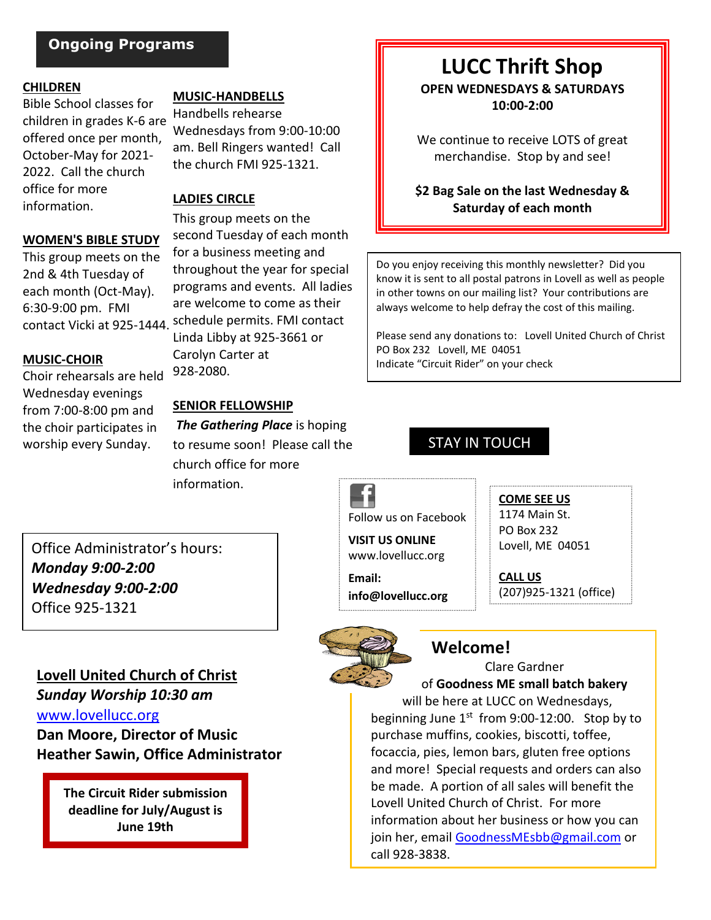## Ongoing Programs

**CHILDREN**
Bible School classes for children in grades K-6 are offered once per month, October-May for 2021-2022. Call the church office for more information.

**WOMEN'S BIBLE STUDY**
This group meets on the 2nd & 4th Tuesday of each month (Oct-May). 6:30-9:00 pm. FMI contact Vicki at 925-1444.

**MUSIC-CHOIR**
Choir rehearsals are held Wednesday evenings from 7:00-8:00 pm and the choir participates in worship every Sunday.

**MUSIC-HANDBELLS**
Handbells rehearse Wednesdays from 9:00-10:00 am. Bell Ringers wanted! Call the church FMI 925-1321.

**LADIES CIRCLE**
This group meets on the second Tuesday of each month for a business meeting and throughout the year for special programs and events. All ladies are welcome to come as their schedule permits. FMI contact Linda Libby at 925-3661 or Carolyn Carter at 928-2080.

**SENIOR FELLOWSHIP**
***The Gathering Place*** is hoping to resume soon! Please call the church office for more information.

Office Administrator's hours:
***Monday 9:00-2:00***
***Wednesday 9:00-2:00***
Office 925-1321

**Lovell United Church of Christ**
***Sunday Worship 10:30 am***
www.lovellucc.org
**Dan Moore, Director of Music**
**Heather Sawin, Office Administrator**

**The Circuit Rider submission deadline for July/August is June 19th**

# LUCC Thrift Shop

**OPEN WEDNESDAYS & SATURDAYS**
**10:00-2:00**

We continue to receive LOTS of great merchandise. Stop by and see!

**$2 Bag Sale on the last Wednesday & Saturday of each month**

Do you enjoy receiving this monthly newsletter? Did you know it is sent to all postal patrons in Lovell as well as people in other towns on our mailing list? Your contributions are always welcome to help defray the cost of this mailing.

Please send any donations to: Lovell United Church of Christ
PO Box 232 Lovell, ME 04051
Indicate "Circuit Rider" on your check

## STAY IN TOUCH

Follow us on Facebook

**VISIT US ONLINE**
www.lovellucc.org

**Email:**
**info@lovellucc.org**

**COME SEE US**
1174 Main St.
PO Box 232
Lovell, ME 04051

**CALL US**
(207)925-1321 (office)

## Welcome!

Clare Gardner of **Goodness ME small batch bakery** will be here at LUCC on Wednesdays, beginning June 1st from 9:00-12:00. Stop by to purchase muffins, cookies, biscotti, toffee, focaccia, pies, lemon bars, gluten free options and more! Special requests and orders can also be made. A portion of all sales will benefit the Lovell United Church of Christ. For more information about her business or how you can join her, email GoodnessMEsbb@gmail.com or call 928-3838.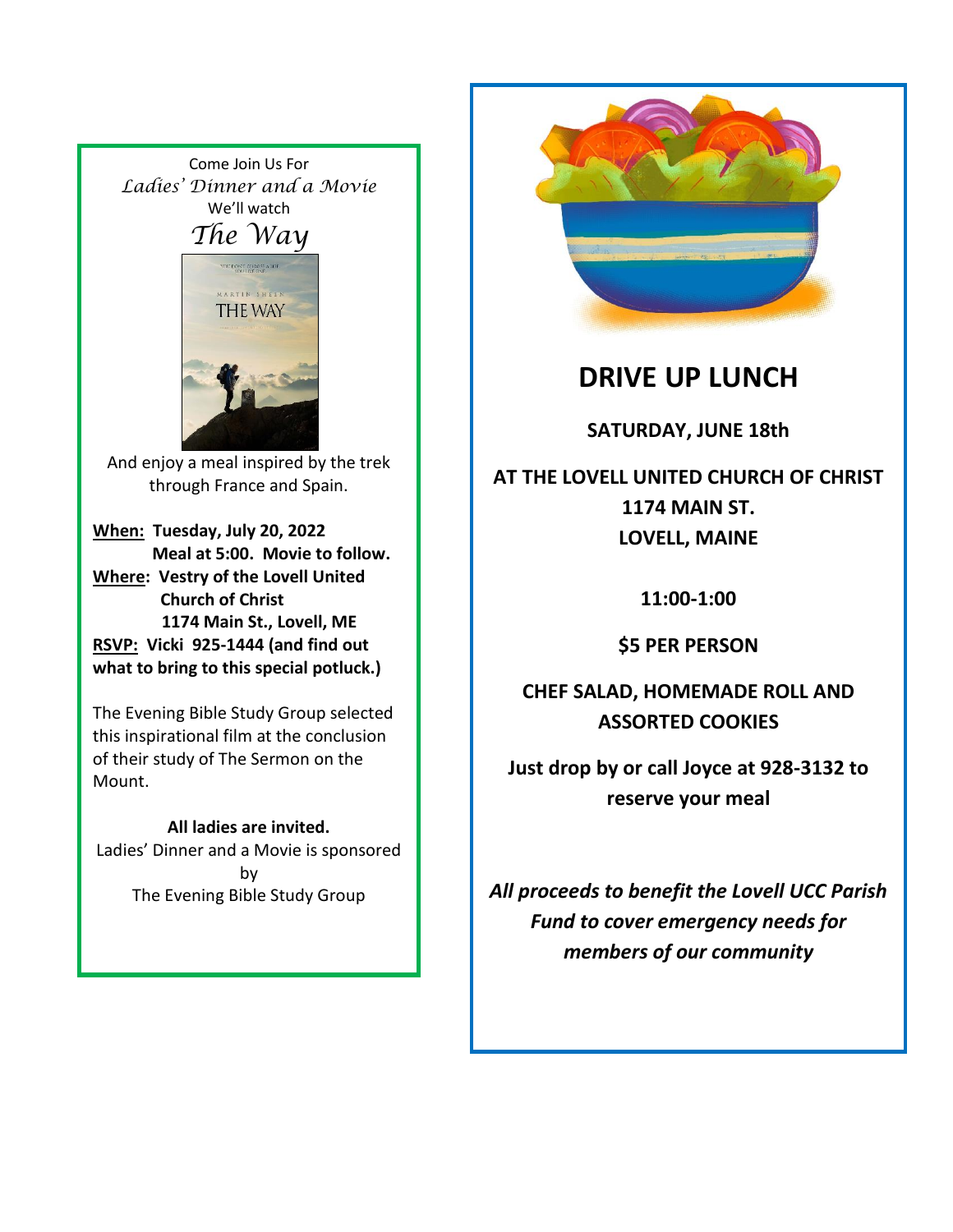Come Join Us For

*Ladies' Dinner and a Movie*

We'll watch

## *The Way*

And enjoy a meal inspired by the trek through France and Spain.

**When: Tuesday, July 20, 2022**
**Meal at 5:00. Movie to follow.**
**Where: Vestry of the Lovell United Church of Christ**
**1174 Main St., Lovell, ME**
**RSVP: Vicki 925-1444 (and find out what to bring to this special potluck.)**

The Evening Bible Study Group selected this inspirational film at the conclusion of their study of The Sermon on the Mount.

**All ladies are invited.**

Ladies' Dinner and a Movie is sponsored by
The Evening Bible Study Group

# DRIVE UP LUNCH

**SATURDAY, JUNE 18th**

**AT THE LOVELL UNITED CHURCH OF CHRIST**
**1174 MAIN ST.**
**LOVELL, MAINE**

**11:00-1:00**

**$5 PER PERSON**

**CHEF SALAD, HOMEMADE ROLL AND ASSORTED COOKIES**

**Just drop by or call Joyce at 928-3132 to reserve your meal**

***All proceeds to benefit the Lovell UCC Parish Fund to cover emergency needs for members of our community***